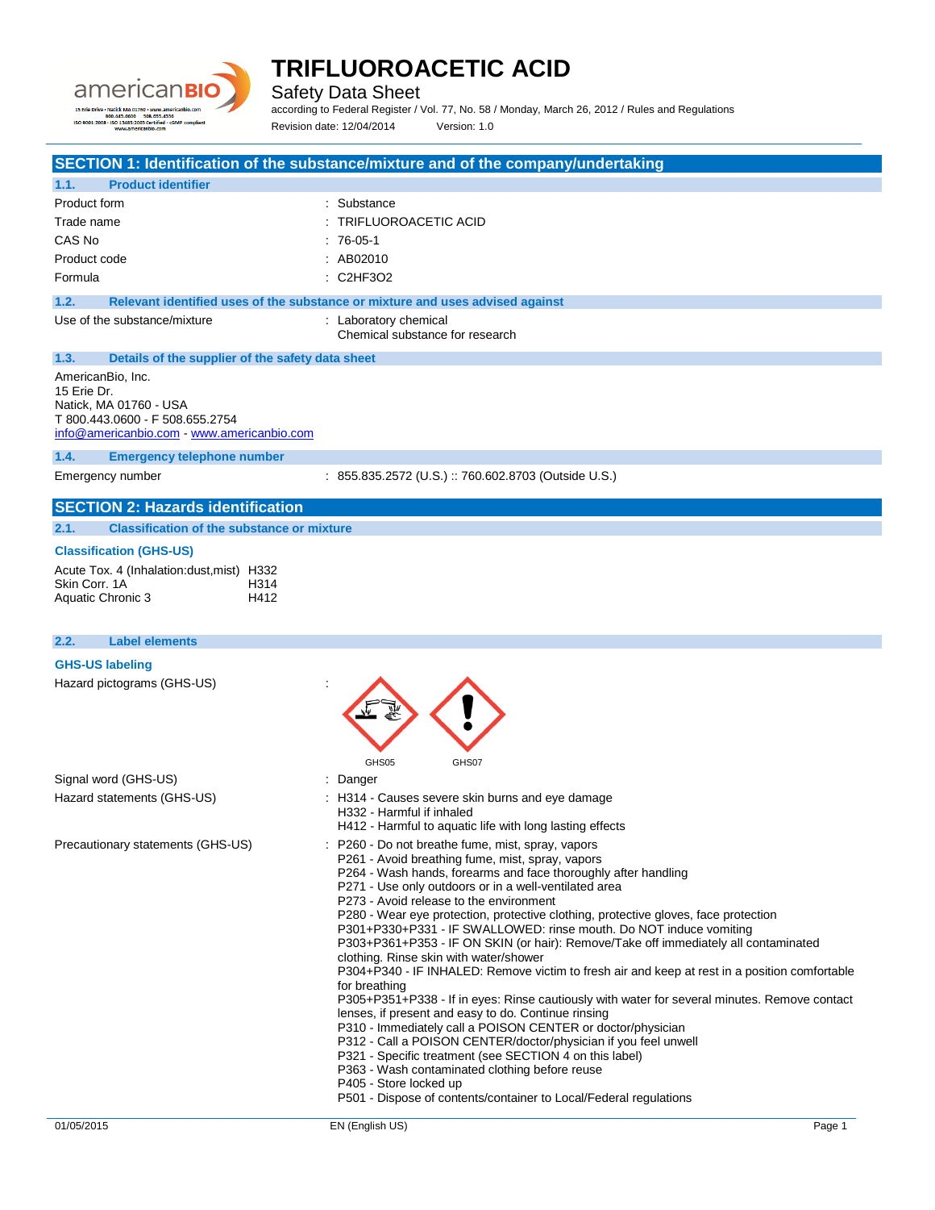# TRIFLUOROACETIC ACID

## Safety Data Sheet

according to Federal Register / Vol. 77, No. 58 / Monday, March 26, 2012 / Rules and Regulations

Revision date: 12/04/2014 Version: 1.0

## SECTION 1: Identification of the substance/mixture and of the company/undertaking

### 1.1. Product identifier

| | |
|---|---|
| Product form | : Substance |
| Trade name | : TRIFLUOROACETIC ACID |
| CAS No | : 76-05-1 |
| Product code | : AB02010 |
| Formula | : C2HF3O2 |

### 1.2. Relevant identified uses of the substance or mixture and uses advised against

| | |
|---|---|
| Use of the substance/mixture | : Laboratory chemical<br>Chemical substance for research |

### 1.3. Details of the supplier of the safety data sheet

AmericanBio, Inc.
15 Erie Dr.
Natick, MA 01760 - USA
T 800.443.0600 - F 508.655.2754
info@americanbio.com - www.americanbio.com

### 1.4. Emergency telephone number

| | |
|---|---|
| Emergency number | : 855.835.2572 (U.S.) :: 760.602.8703 (Outside U.S.) |

## SECTION 2: Hazards identification

### 2.1. Classification of the substance or mixture

**Classification (GHS-US)**

| | |
|---|---|
| Acute Tox. 4 (Inhalation:dust,mist) | H332 |
| Skin Corr. 1A | H314 |
| Aquatic Chronic 3 | H412 |

### 2.2. Label elements

**GHS-US labeling**

Hazard pictograms (GHS-US) :

GHS05 GHS07

Signal word (GHS-US) : Danger

Hazard statements (GHS-US) :
H314 - Causes severe skin burns and eye damage
H332 - Harmful if inhaled
H412 - Harmful to aquatic life with long lasting effects

Precautionary statements (GHS-US) :
P260 - Do not breathe fume, mist, spray, vapors
P261 - Avoid breathing fume, mist, spray, vapors
P264 - Wash hands, forearms and face thoroughly after handling
P271 - Use only outdoors or in a well-ventilated area
P273 - Avoid release to the environment
P280 - Wear eye protection, protective clothing, protective gloves, face protection
P301+P330+P331 - IF SWALLOWED: rinse mouth. Do NOT induce vomiting
P303+P361+P353 - IF ON SKIN (or hair): Remove/Take off immediately all contaminated clothing. Rinse skin with water/shower
P304+P340 - IF INHALED: Remove victim to fresh air and keep at rest in a position comfortable for breathing
P305+P351+P338 - If in eyes: Rinse cautiously with water for several minutes. Remove contact lenses, if present and easy to do. Continue rinsing
P310 - Immediately call a POISON CENTER or doctor/physician
P312 - Call a POISON CENTER/doctor/physician if you feel unwell
P321 - Specific treatment (see SECTION 4 on this label)
P363 - Wash contaminated clothing before reuse
P405 - Store locked up
P501 - Dispose of contents/container to Local/Federal regulations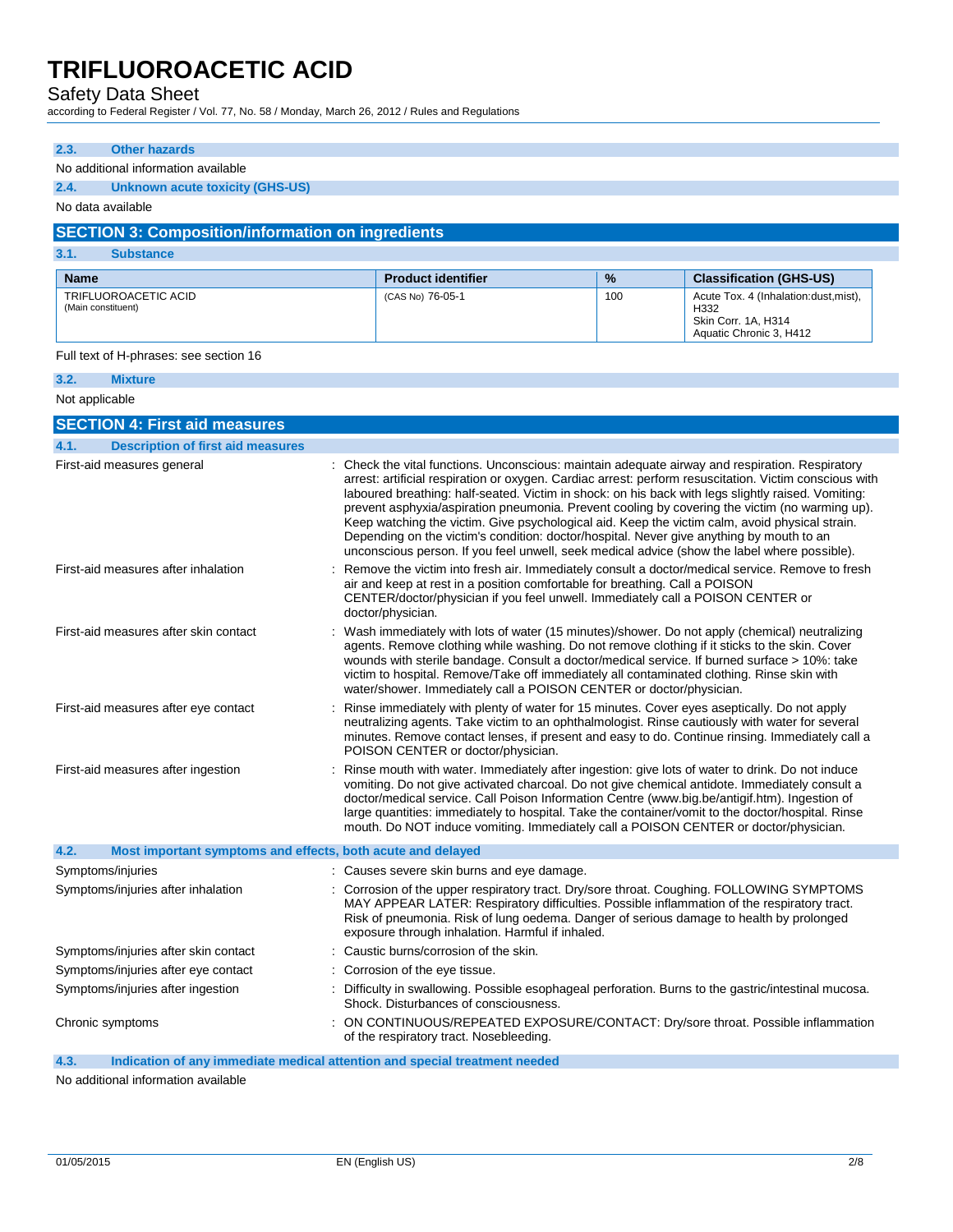### 2.3. Other hazards

No additional information available

### 2.4. Unknown acute toxicity (GHS-US)

No data available

## SECTION 3: Composition/information on ingredients

### 3.1. Substance

| Name | Product identifier | % | Classification (GHS-US) |
|---|---|---|---|
| TRIFLUOROACETIC ACID (Main constituent) | (CAS No) 76-05-1 | 100 | Acute Tox. 4 (Inhalation:dust,mist), H332<br>Skin Corr. 1A, H314<br>Aquatic Chronic 3, H412 |

Full text of H-phrases: see section 16

### 3.2. Mixture

Not applicable

## SECTION 4: First aid measures

### 4.1. Description of first aid measures

First-aid measures general : Check the vital functions. Unconscious: maintain adequate airway and respiration. Respiratory arrest: artificial respiration or oxygen. Cardiac arrest: perform resuscitation. Victim conscious with laboured breathing: half-seated. Victim in shock: on his back with legs slightly raised. Vomiting: prevent asphyxia/aspiration pneumonia. Prevent cooling by covering the victim (no warming up). Keep watching the victim. Give psychological aid. Keep the victim calm, avoid physical strain. Depending on the victim's condition: doctor/hospital. Never give anything by mouth to an unconscious person. If you feel unwell, seek medical advice (show the label where possible).

First-aid measures after inhalation : Remove the victim into fresh air. Immediately consult a doctor/medical service. Remove to fresh air and keep at rest in a position comfortable for breathing. Call a POISON CENTER/doctor/physician if you feel unwell. Immediately call a POISON CENTER or doctor/physician.

First-aid measures after skin contact : Wash immediately with lots of water (15 minutes)/shower. Do not apply (chemical) neutralizing agents. Remove clothing while washing. Do not remove clothing if it sticks to the skin. Cover wounds with sterile bandage. Consult a doctor/medical service. If burned surface > 10%: take victim to hospital. Remove/Take off immediately all contaminated clothing. Rinse skin with water/shower. Immediately call a POISON CENTER or doctor/physician.

First-aid measures after eye contact : Rinse immediately with plenty of water for 15 minutes. Cover eyes aseptically. Do not apply neutralizing agents. Take victim to an ophthalmologist. Rinse cautiously with water for several minutes. Remove contact lenses, if present and easy to do. Continue rinsing. Immediately call a POISON CENTER or doctor/physician.

First-aid measures after ingestion : Rinse mouth with water. Immediately after ingestion: give lots of water to drink. Do not induce vomiting. Do not give activated charcoal. Do not give chemical antidote. Immediately consult a doctor/medical service. Call Poison Information Centre (www.big.be/antigif.htm). Ingestion of large quantities: immediately to hospital. Take the container/vomit to the doctor/hospital. Rinse mouth. Do NOT induce vomiting. Immediately call a POISON CENTER or doctor/physician.

### 4.2. Most important symptoms and effects, both acute and delayed

Symptoms/injuries : Causes severe skin burns and eye damage.

Symptoms/injuries after inhalation : Corrosion of the upper respiratory tract. Dry/sore throat. Coughing. FOLLOWING SYMPTOMS MAY APPEAR LATER: Respiratory difficulties. Possible inflammation of the respiratory tract. Risk of pneumonia. Risk of lung oedema. Danger of serious damage to health by prolonged exposure through inhalation. Harmful if inhaled.

Symptoms/injuries after skin contact : Caustic burns/corrosion of the skin.

Symptoms/injuries after eye contact : Corrosion of the eye tissue.

Symptoms/injuries after ingestion : Difficulty in swallowing. Possible esophageal perforation. Burns to the gastric/intestinal mucosa. Shock. Disturbances of consciousness.

Chronic symptoms : ON CONTINUOUS/REPEATED EXPOSURE/CONTACT: Dry/sore throat. Possible inflammation of the respiratory tract. Nosebleeding.

### 4.3. Indication of any immediate medical attention and special treatment needed

No additional information available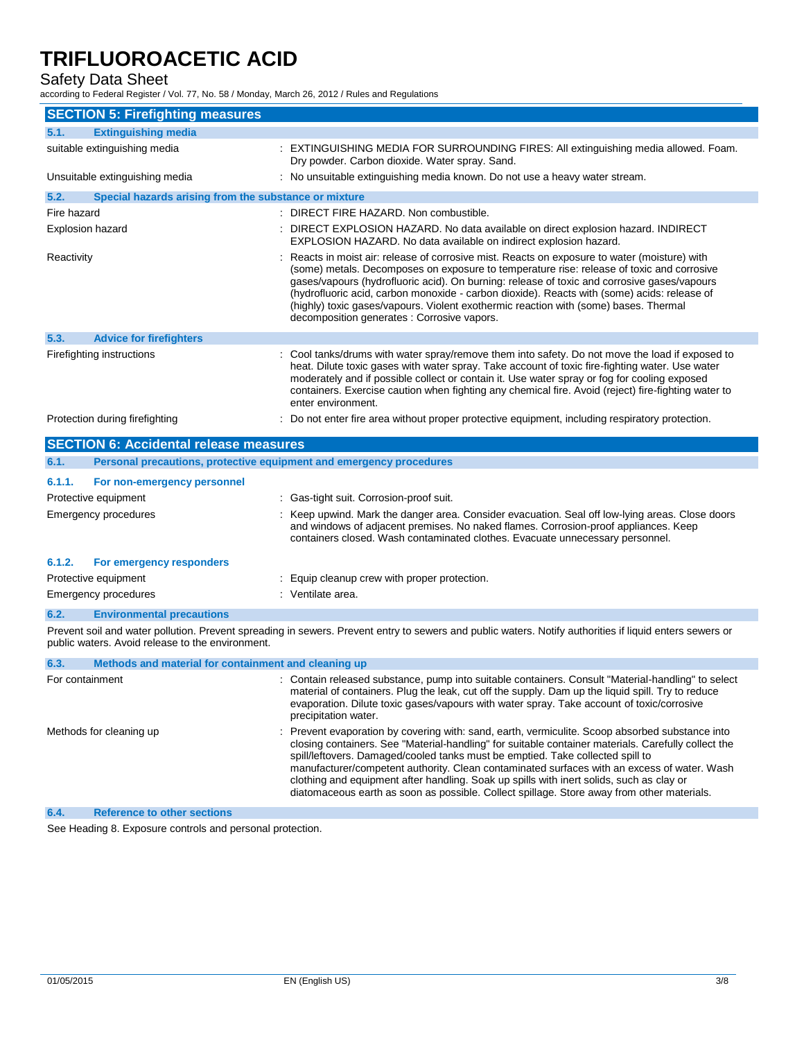## SECTION 5: Firefighting measures

### 5.1. Extinguishing media

| | |
|---|---|
| suitable extinguishing media | : EXTINGUISHING MEDIA FOR SURROUNDING FIRES: All extinguishing media allowed. Foam. Dry powder. Carbon dioxide. Water spray. Sand. |
| Unsuitable extinguishing media | : No unsuitable extinguishing media known. Do not use a heavy water stream. |

### 5.2. Special hazards arising from the substance or mixture

| | |
|---|---|
| Fire hazard | : DIRECT FIRE HAZARD. Non combustible. |
| Explosion hazard | : DIRECT EXPLOSION HAZARD. No data available on direct explosion hazard. INDIRECT EXPLOSION HAZARD. No data available on indirect explosion hazard. |
| Reactivity | : Reacts in moist air: release of corrosive mist. Reacts on exposure to water (moisture) with (some) metals. Decomposes on exposure to temperature rise: release of toxic and corrosive gases/vapours (hydrofluoric acid). On burning: release of toxic and corrosive gases/vapours (hydrofluoric acid, carbon monoxide - carbon dioxide). Reacts with (some) acids: release of (highly) toxic gases/vapours. Violent exothermic reaction with (some) bases. Thermal decomposition generates : Corrosive vapors. |

### 5.3. Advice for firefighters

| | |
|---|---|
| Firefighting instructions | : Cool tanks/drums with water spray/remove them into safety. Do not move the load if exposed to heat. Dilute toxic gases with water spray. Take account of toxic fire-fighting water. Use water moderately and if possible collect or contain it. Use water spray or fog for cooling exposed containers. Exercise caution when fighting any chemical fire. Avoid (reject) fire-fighting water to enter environment. |
| Protection during firefighting | : Do not enter fire area without proper protective equipment, including respiratory protection. |

## SECTION 6: Accidental release measures

### 6.1. Personal precautions, protective equipment and emergency procedures

#### 6.1.1. For non-emergency personnel

| | |
|---|---|
| Protective equipment | : Gas-tight suit. Corrosion-proof suit. |
| Emergency procedures | : Keep upwind. Mark the danger area. Consider evacuation. Seal off low-lying areas. Close doors and windows of adjacent premises. No naked flames. Corrosion-proof appliances. Keep containers closed. Wash contaminated clothes. Evacuate unnecessary personnel. |

#### 6.1.2. For emergency responders

| | |
|---|---|
| Protective equipment | : Equip cleanup crew with proper protection. |
| Emergency procedures | : Ventilate area. |

### 6.2. Environmental precautions

Prevent soil and water pollution. Prevent spreading in sewers. Prevent entry to sewers and public waters. Notify authorities if liquid enters sewers or public waters. Avoid release to the environment.

### 6.3. Methods and material for containment and cleaning up

| | |
|---|---|
| For containment | : Contain released substance, pump into suitable containers. Consult "Material-handling" to select material of containers. Plug the leak, cut off the supply. Dam up the liquid spill. Try to reduce evaporation. Dilute toxic gases/vapours with water spray. Take account of toxic/corrosive precipitation water. |
| Methods for cleaning up | : Prevent evaporation by covering with: sand, earth, vermiculite. Scoop absorbed substance into closing containers. See "Material-handling" for suitable container materials. Carefully collect the spill/leftovers. Damaged/cooled tanks must be emptied. Take collected spill to manufacturer/competent authority. Clean contaminated surfaces with an excess of water. Wash clothing and equipment after handling. Soak up spills with inert solids, such as clay or diatomaceous earth as soon as possible. Collect spillage. Store away from other materials. |

### 6.4. Reference to other sections

See Heading 8. Exposure controls and personal protection.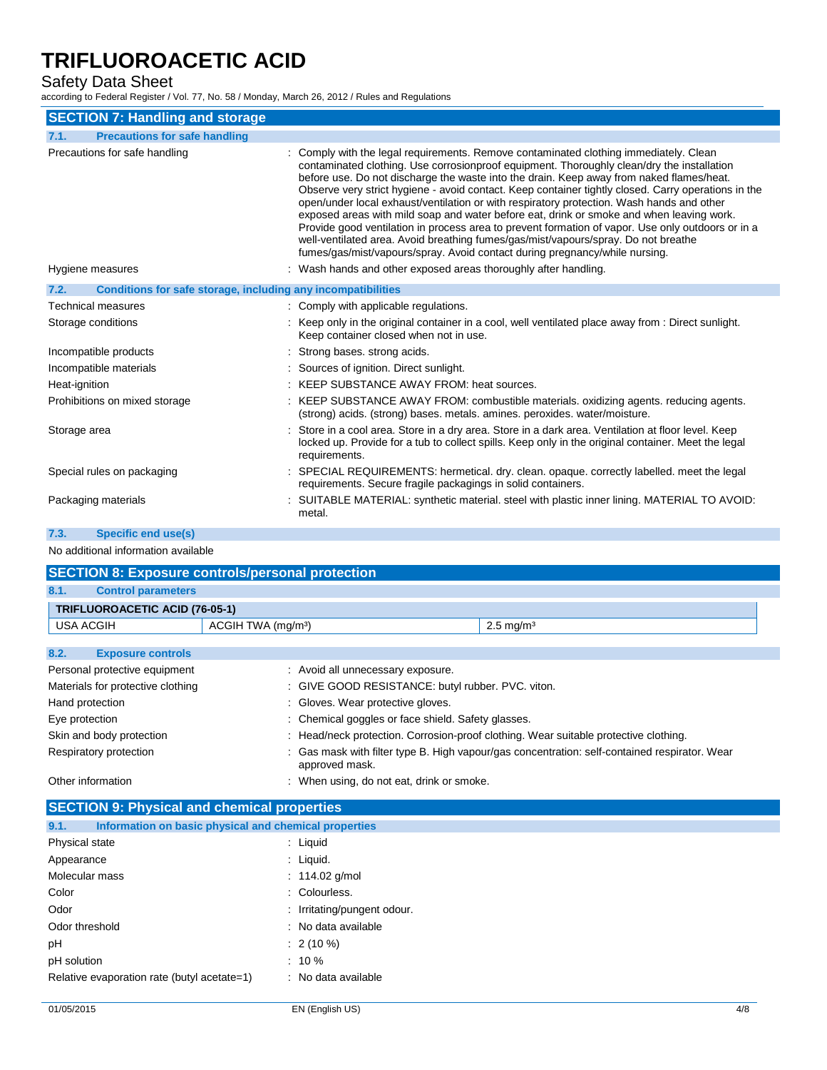## SECTION 7: Handling and storage

### 7.1. Precautions for safe handling

| | |
|---|---|
| Precautions for safe handling | : Comply with the legal requirements. Remove contaminated clothing immediately. Clean contaminated clothing. Use corrosionproof equipment. Thoroughly clean/dry the installation before use. Do not discharge the waste into the drain. Keep away from naked flames/heat. Observe very strict hygiene - avoid contact. Keep container tightly closed. Carry operations in the open/under local exhaust/ventilation or with respiratory protection. Wash hands and other exposed areas with mild soap and water before eat, drink or smoke and when leaving work. Provide good ventilation in process area to prevent formation of vapor. Use only outdoors or in a well-ventilated area. Avoid breathing fumes/gas/mist/vapours/spray. Do not breathe fumes/gas/mist/vapours/spray. Avoid contact during pregnancy/while nursing. |
| Hygiene measures | : Wash hands and other exposed areas thoroughly after handling. |

### 7.2. Conditions for safe storage, including any incompatibilities

| | |
|---|---|
| Technical measures | : Comply with applicable regulations. |
| Storage conditions | : Keep only in the original container in a cool, well ventilated place away from : Direct sunlight. Keep container closed when not in use. |
| Incompatible products | : Strong bases. strong acids. |
| Incompatible materials | : Sources of ignition. Direct sunlight. |
| Heat-ignition | : KEEP SUBSTANCE AWAY FROM: heat sources. |
| Prohibitions on mixed storage | : KEEP SUBSTANCE AWAY FROM: combustible materials. oxidizing agents. reducing agents. (strong) acids. (strong) bases. metals. amines. peroxides. water/moisture. |
| Storage area | : Store in a cool area. Store in a dry area. Store in a dark area. Ventilation at floor level. Keep locked up. Provide for a tub to collect spills. Keep only in the original container. Meet the legal requirements. |
| Special rules on packaging | : SPECIAL REQUIREMENTS: hermetical. dry. clean. opaque. correctly labelled. meet the legal requirements. Secure fragile packagings in solid containers. |
| Packaging materials | : SUITABLE MATERIAL: synthetic material. steel with plastic inner lining. MATERIAL TO AVOID: metal. |

### 7.3. Specific end use(s)

No additional information available

## SECTION 8: Exposure controls/personal protection

### 8.1. Control parameters

| TRIFLUOROACETIC ACID (76-05-1) | | |
|---|---|---|
| USA ACGIH | ACGIH TWA (mg/m³) | 2.5 mg/m³ |

### 8.2. Exposure controls

| | |
|---|---|
| Personal protective equipment | : Avoid all unnecessary exposure. |
| Materials for protective clothing | : GIVE GOOD RESISTANCE: butyl rubber. PVC. viton. |
| Hand protection | : Gloves. Wear protective gloves. |
| Eye protection | : Chemical goggles or face shield. Safety glasses. |
| Skin and body protection | : Head/neck protection. Corrosion-proof clothing. Wear suitable protective clothing. |
| Respiratory protection | : Gas mask with filter type B. High vapour/gas concentration: self-contained respirator. Wear approved mask. |
| Other information | : When using, do not eat, drink or smoke. |

## SECTION 9: Physical and chemical properties

### 9.1. Information on basic physical and chemical properties

| | |
|---|---|
| Physical state | : Liquid |
| Appearance | : Liquid. |
| Molecular mass | : 114.02 g/mol |
| Color | : Colourless. |
| Odor | : Irritating/pungent odour. |
| Odor threshold | : No data available |
| pH | : 2 (10 %) |
| pH solution | : 10 % |
| Relative evaporation rate (butyl acetate=1) | : No data available |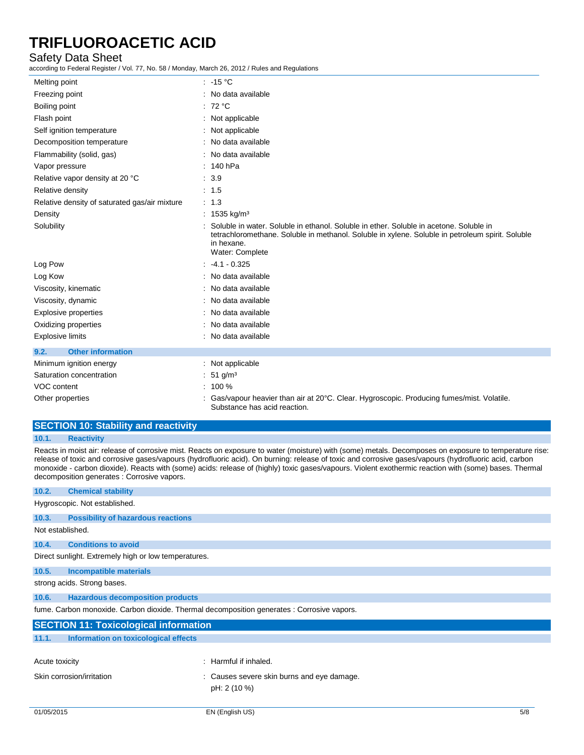| | |
|---|---|
| Melting point | : -15 °C |
| Freezing point | : No data available |
| Boiling point | : 72 °C |
| Flash point | : Not applicable |
| Self ignition temperature | : Not applicable |
| Decomposition temperature | : No data available |
| Flammability (solid, gas) | : No data available |
| Vapor pressure | : 140 hPa |
| Relative vapor density at 20 °C | : 3.9 |
| Relative density | : 1.5 |
| Relative density of saturated gas/air mixture | : 1.3 |
| Density | : 1535 kg/m³ |
| Solubility | : Soluble in water. Soluble in ethanol. Soluble in ether. Soluble in acetone. Soluble in tetrachloromethane. Soluble in methanol. Soluble in xylene. Soluble in petroleum spirit. Soluble in hexane. Water: Complete |
| Log Pow | : -4.1 - 0.325 |
| Log Kow | : No data available |
| Viscosity, kinematic | : No data available |
| Viscosity, dynamic | : No data available |
| Explosive properties | : No data available |
| Oxidizing properties | : No data available |
| Explosive limits | : No data available |

### 9.2. Other information

| | |
|---|---|
| Minimum ignition energy | : Not applicable |
| Saturation concentration | : 51 g/m³ |
| VOC content | : 100 % |
| Other properties | : Gas/vapour heavier than air at 20°C. Clear. Hygroscopic. Producing fumes/mist. Volatile. Substance has acid reaction. |

## SECTION 10: Stability and reactivity

### 10.1. Reactivity

Reacts in moist air: release of corrosive mist. Reacts on exposure to water (moisture) with (some) metals. Decomposes on exposure to temperature rise: release of toxic and corrosive gases/vapours (hydrofluoric acid). On burning: release of toxic and corrosive gases/vapours (hydrofluoric acid, carbon monoxide - carbon dioxide). Reacts with (some) acids: release of (highly) toxic gases/vapours. Violent exothermic reaction with (some) bases. Thermal decomposition generates : Corrosive vapors.

### 10.2. Chemical stability

Hygroscopic. Not established.

### 10.3. Possibility of hazardous reactions

Not established.

### 10.4. Conditions to avoid

Direct sunlight. Extremely high or low temperatures.

### 10.5. Incompatible materials

strong acids. Strong bases.

### 10.6. Hazardous decomposition products

fume. Carbon monoxide. Carbon dioxide. Thermal decomposition generates : Corrosive vapors.

## SECTION 11: Toxicological information

### 11.1. Information on toxicological effects

| | |
|---|---|
| Acute toxicity | : Harmful if inhaled. |
| Skin corrosion/irritation | : Causes severe skin burns and eye damage. pH: 2 (10 %) |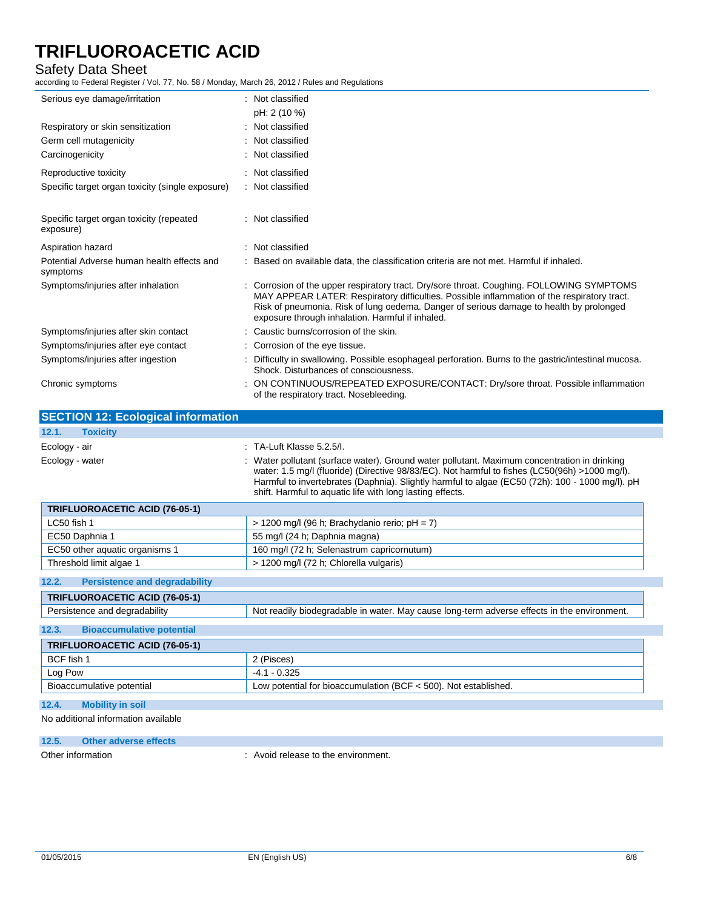| | |
|---|---|
| Serious eye damage/irritation | : Not classified<br>pH: 2 (10 %) |
| Respiratory or skin sensitization | : Not classified |
| Germ cell mutagenicity | : Not classified |
| Carcinogenicity | : Not classified |
| Reproductive toxicity | : Not classified |
| Specific target organ toxicity (single exposure) | : Not classified |
| Specific target organ toxicity (repeated exposure) | : Not classified |
| Aspiration hazard | : Not classified |
| Potential Adverse human health effects and symptoms | : Based on available data, the classification criteria are not met. Harmful if inhaled. |
| Symptoms/injuries after inhalation | : Corrosion of the upper respiratory tract. Dry/sore throat. Coughing. FOLLOWING SYMPTOMS MAY APPEAR LATER: Respiratory difficulties. Possible inflammation of the respiratory tract. Risk of pneumonia. Risk of lung oedema. Danger of serious damage to health by prolonged exposure through inhalation. Harmful if inhaled. |
| Symptoms/injuries after skin contact | : Caustic burns/corrosion of the skin. |
| Symptoms/injuries after eye contact | : Corrosion of the eye tissue. |
| Symptoms/injuries after ingestion | : Difficulty in swallowing. Possible esophageal perforation. Burns to the gastric/intestinal mucosa. Shock. Disturbances of consciousness. |
| Chronic symptoms | : ON CONTINUOUS/REPEATED EXPOSURE/CONTACT: Dry/sore throat. Possible inflammation of the respiratory tract. Nosebleeding. |

## SECTION 12: Ecological information

### 12.1. Toxicity

| | |
|---|---|
| Ecology - air | : TA-Luft Klasse 5.2.5/I. |
| Ecology - water | : Water pollutant (surface water). Ground water pollutant. Maximum concentration in drinking water: 1.5 mg/l (fluoride) (Directive 98/83/EC). Not harmful to fishes (LC50(96h) >1000 mg/l). Harmful to invertebrates (Daphnia). Slightly harmful to algae (EC50 (72h): 100 - 1000 mg/l). pH shift. Harmful to aquatic life with long lasting effects. |

| TRIFLUOROACETIC ACID (76-05-1) | |
|---|---|
| LC50 fish 1 | > 1200 mg/l (96 h; Brachydanio rerio; pH = 7) |
| EC50 Daphnia 1 | 55 mg/l (24 h; Daphnia magna) |
| EC50 other aquatic organisms 1 | 160 mg/l (72 h; Selenastrum capricornutum) |
| Threshold limit algae 1 | > 1200 mg/l (72 h; Chlorella vulgaris) |

### 12.2. Persistence and degradability

| TRIFLUOROACETIC ACID (76-05-1) | |
|---|---|
| Persistence and degradability | Not readily biodegradable in water. May cause long-term adverse effects in the environment. |

### 12.3. Bioaccumulative potential

| TRIFLUOROACETIC ACID (76-05-1) | |
|---|---|
| BCF fish 1 | 2 (Pisces) |
| Log Pow | -4.1 - 0.325 |
| Bioaccumulative potential | Low potential for bioaccumulation (BCF < 500). Not established. |

### 12.4. Mobility in soil

No additional information available

### 12.5. Other adverse effects

| | |
|---|---|
| Other information | : Avoid release to the environment. |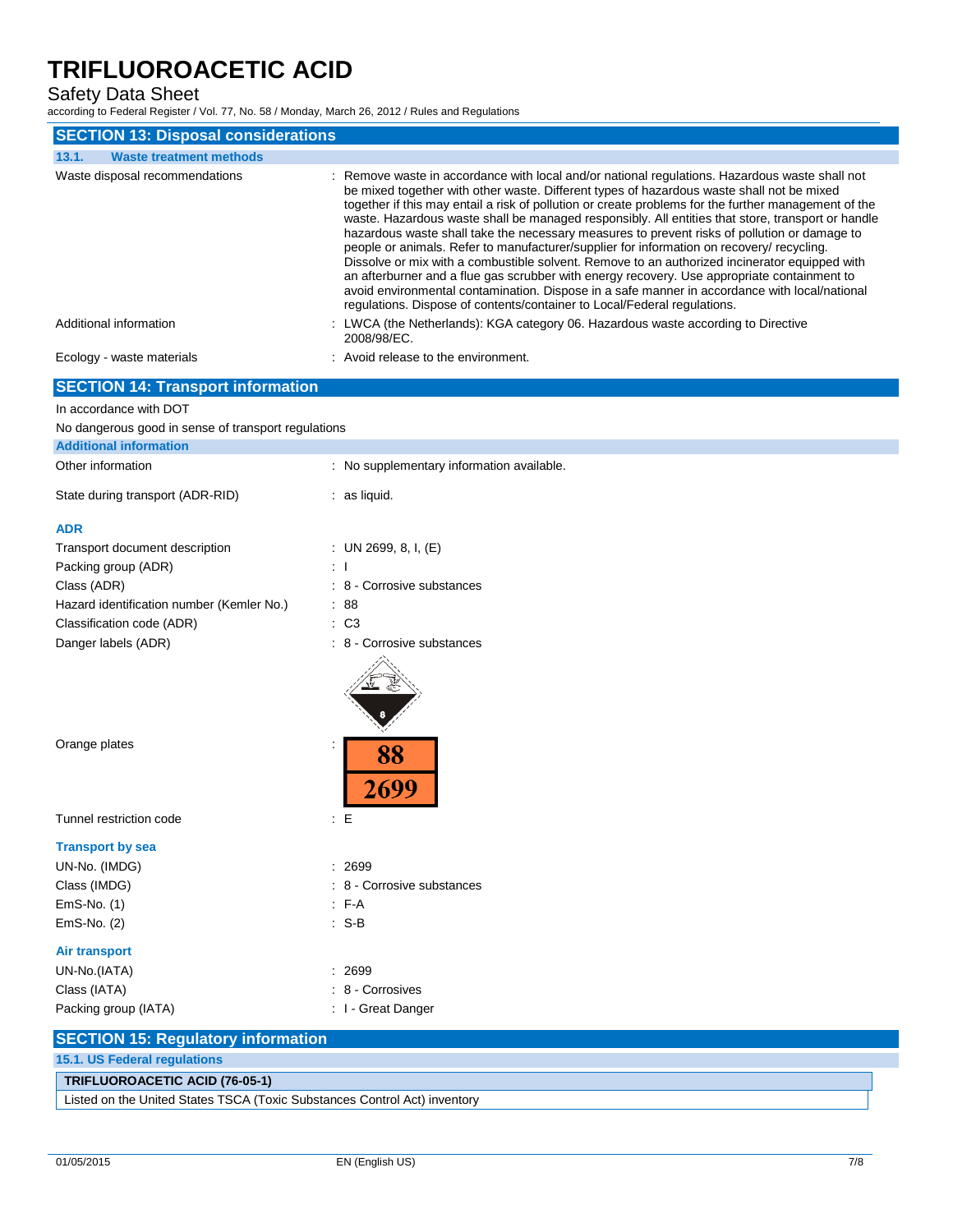# TRIFLUOROACETIC ACID

Safety Data Sheet

according to Federal Register / Vol. 77, No. 58 / Monday, March 26, 2012 / Rules and Regulations

## SECTION 13: Disposal considerations

### 13.1. Waste treatment methods

Waste disposal recommendations : Remove waste in accordance with local and/or national regulations. Hazardous waste shall not be mixed together with other waste. Different types of hazardous waste shall not be mixed together if this may entail a risk of pollution or create problems for the further management of the waste. Hazardous waste shall be managed responsibly. All entities that store, transport or handle hazardous waste shall take the necessary measures to prevent risks of pollution or damage to people or animals. Refer to manufacturer/supplier for information on recovery/ recycling. Dissolve or mix with a combustible solvent. Remove to an authorized incinerator equipped with an afterburner and a flue gas scrubber with energy recovery. Use appropriate containment to avoid environmental contamination. Dispose in a safe manner in accordance with local/national regulations. Dispose of contents/container to Local/Federal regulations.

Additional information : LWCA (the Netherlands): KGA category 06. Hazardous waste according to Directive 2008/98/EC.

Ecology - waste materials : Avoid release to the environment.

## SECTION 14: Transport information

In accordance with DOT

No dangerous good in sense of transport regulations

### Additional information

Other information : No supplementary information available.

State during transport (ADR-RID) : as liquid.

**ADR**

Transport document description : UN 2699, 8, I, (E)

Packing group (ADR) : I

Class (ADR) : 8 - Corrosive substances

Hazard identification number (Kemler No.) : 88

Classification code (ADR) : C3

Danger labels (ADR) : 8 - Corrosive substances

Orange plates : 88 / 2699

Tunnel restriction code : E

**Transport by sea**

UN-No. (IMDG) : 2699

Class (IMDG) : 8 - Corrosive substances

EmS-No. (1) : F-A

EmS-No. (2) : S-B

**Air transport**

UN-No.(IATA) : 2699

Class (IATA) : 8 - Corrosives

Packing group (IATA) : I - Great Danger

## SECTION 15: Regulatory information

### 15.1. US Federal regulations

| TRIFLUOROACETIC ACID (76-05-1) |
|---|
| Listed on the United States TSCA (Toxic Substances Control Act) inventory |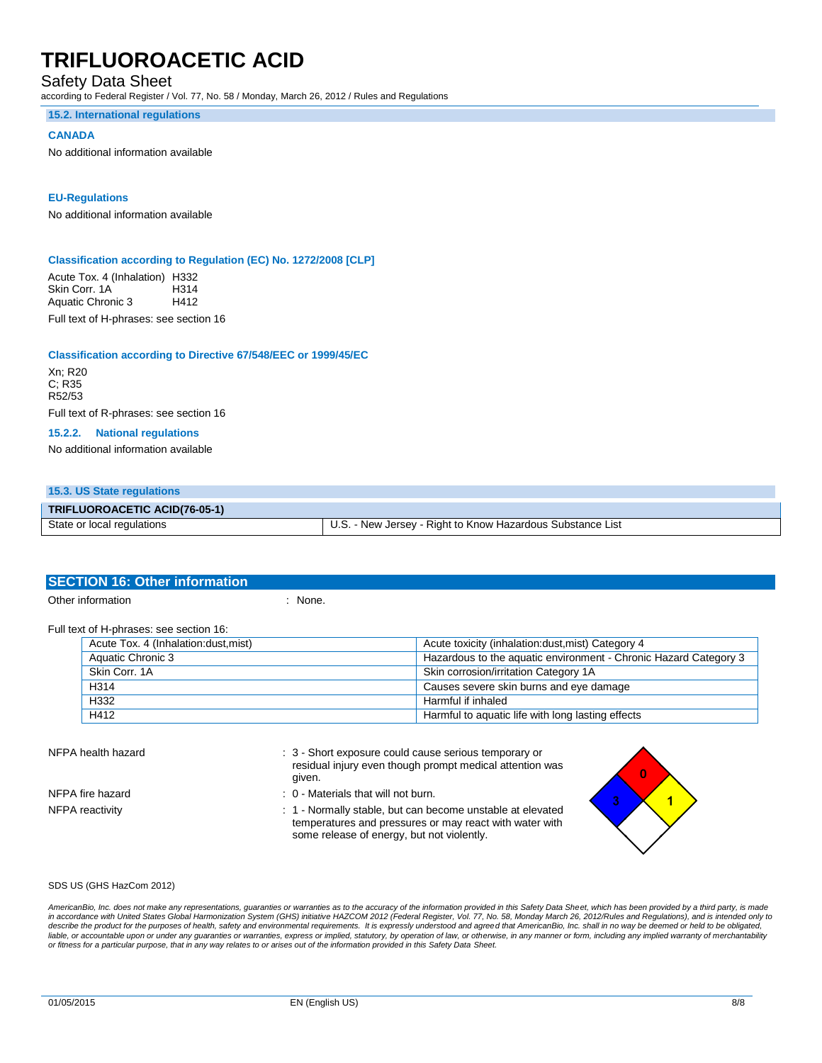### 15.2. International regulations

**CANADA**

No additional information available

**EU-Regulations**

No additional information available

**Classification according to Regulation (EC) No. 1272/2008 [CLP]**

Acute Tox. 4 (Inhalation) H332
Skin Corr. 1A H314
Aquatic Chronic 3 H412

Full text of H-phrases: see section 16

**Classification according to Directive 67/548/EEC or 1999/45/EC**

Xn; R20
C; R35
R52/53

Full text of R-phrases: see section 16

#### 15.2.2. National regulations

No additional information available

### 15.3. US State regulations

| TRIFLUOROACETIC ACID(76-05-1) | |
|---|---|
| State or local regulations | U.S. - New Jersey - Right to Know Hazardous Substance List |

## SECTION 16: Other information

Other information : None.

Full text of H-phrases: see section 16:

| | |
|---|---|
| Acute Tox. 4 (Inhalation:dust,mist) | Acute toxicity (inhalation:dust,mist) Category 4 |
| Aquatic Chronic 3 | Hazardous to the aquatic environment - Chronic Hazard Category 3 |
| Skin Corr. 1A | Skin corrosion/irritation Category 1A |
| H314 | Causes severe skin burns and eye damage |
| H332 | Harmful if inhaled |
| H412 | Harmful to aquatic life with long lasting effects |

NFPA health hazard : 3 - Short exposure could cause serious temporary or residual injury even though prompt medical attention was given.

NFPA fire hazard : 0 - Materials that will not burn.

NFPA reactivity : 1 - Normally stable, but can become unstable at elevated temperatures and pressures or may react with water with some release of energy, but not violently.

0
3
1

SDS US (GHS HazCom 2012)

*AmericanBio, Inc. does not make any representations, guaranties or warranties as to the accuracy of the information provided in this Safety Data Sheet, which has been provided by a third party, is made in accordance with United States Global Harmonization System (GHS) initiative HAZCOM 2012 (Federal Register, Vol. 77, No. 58, Monday March 26, 2012/Rules and Regulations), and is intended only to describe the product for the purposes of health, safety and environmental requirements. It is expressly understood and agreed that AmericanBio, Inc. shall in no way be deemed or held to be obligated, liable, or accountable upon or under any guaranties or warranties, express or implied, statutory, by operation of law, or otherwise, in any manner or form, including any implied warranty of merchantability or fitness for a particular purpose, that in any way relates to or arises out of the information provided in this Safety Data Sheet.*